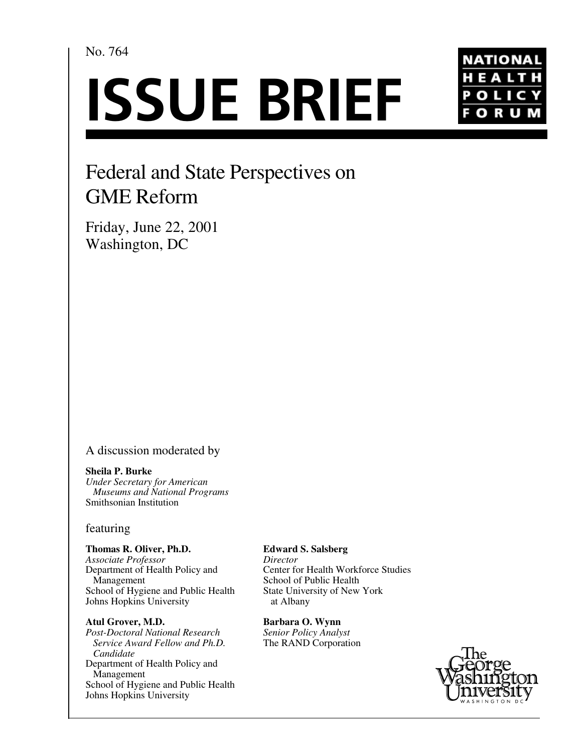No. 764

# ISSUE BRIEF

NATIONAL HEALTH POLICY FORUM

## Federal and State Perspectives on GME Reform

Friday, June 22, 2001
Washington, DC

A discussion moderated by

**Sheila P. Burke**
*Under Secretary for American Museums and National Programs*
Smithsonian Institution

featuring

**Thomas R. Oliver, Ph.D.**
*Associate Professor*
Department of Health Policy and Management
School of Hygiene and Public Health
Johns Hopkins University

**Atul Grover, M.D.**
*Post-Doctoral National Research Service Award Fellow and Ph.D. Candidate*
Department of Health Policy and Management
School of Hygiene and Public Health
Johns Hopkins University

**Edward S. Salsberg**
*Director*
Center for Health Workforce Studies
School of Public Health
State University of New York at Albany

**Barbara O. Wynn**
*Senior Policy Analyst*
The RAND Corporation

The George Washington University
WASHINGTON DC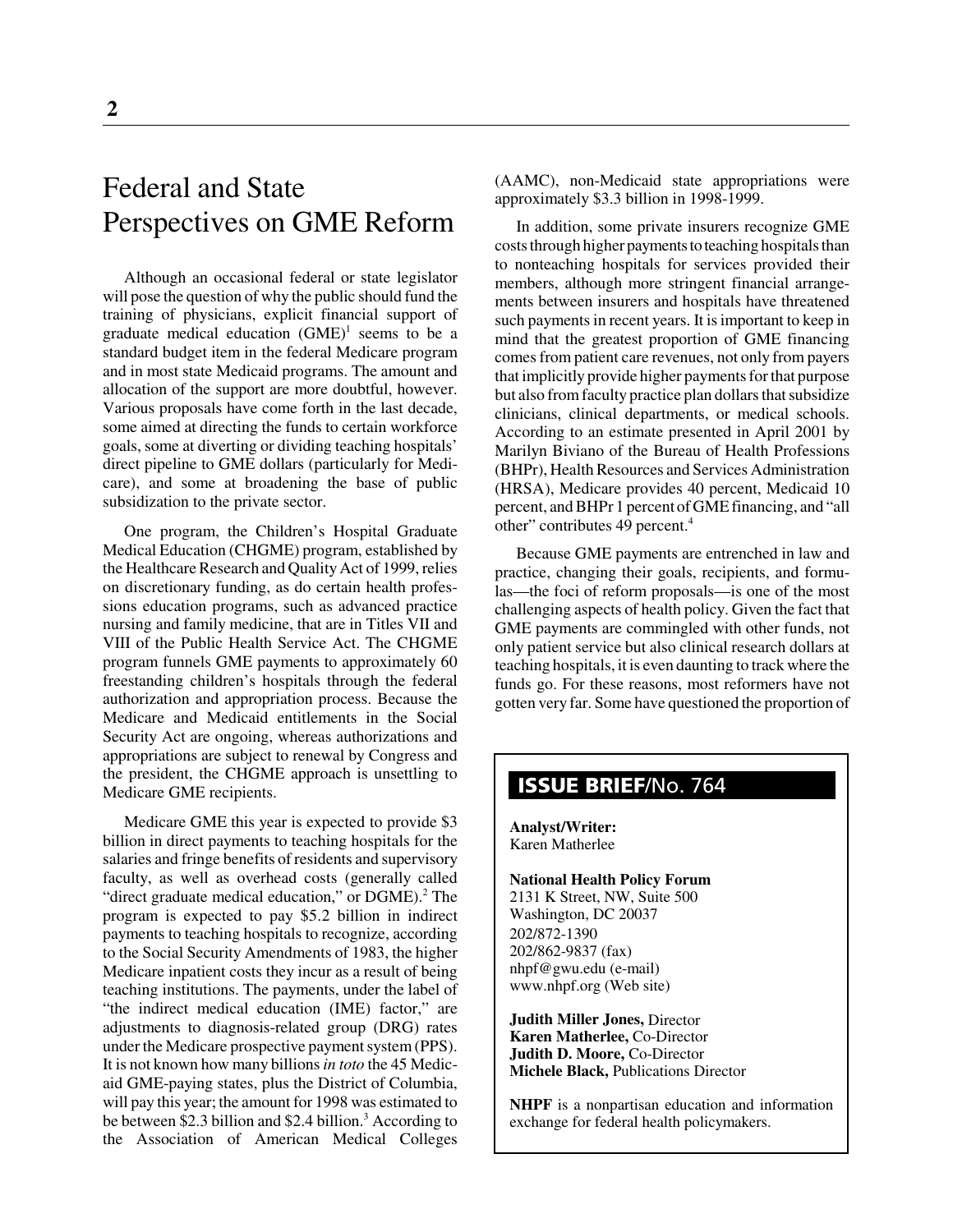# Federal and State Perspectives on GME Reform

Although an occasional federal or state legislator will pose the question of why the public should fund the training of physicians, explicit financial support of graduate medical education (GME)[1] seems to be a standard budget item in the federal Medicare program and in most state Medicaid programs. The amount and allocation of the support are more doubtful, however. Various proposals have come forth in the last decade, some aimed at directing the funds to certain workforce goals, some at diverting or dividing teaching hospitals' direct pipeline to GME dollars (particularly for Medicare), and some at broadening the base of public subsidization to the private sector.

One program, the Children's Hospital Graduate Medical Education (CHGME) program, established by the Healthcare Research and Quality Act of 1999, relies on discretionary funding, as do certain health professions education programs, such as advanced practice nursing and family medicine, that are in Titles VII and VIII of the Public Health Service Act. The CHGME program funnels GME payments to approximately 60 freestanding children's hospitals through the federal authorization and appropriation process. Because the Medicare and Medicaid entitlements in the Social Security Act are ongoing, whereas authorizations and appropriations are subject to renewal by Congress and the president, the CHGME approach is unsettling to Medicare GME recipients.

Medicare GME this year is expected to provide $3 billion in direct payments to teaching hospitals for the salaries and fringe benefits of residents and supervisory faculty, as well as overhead costs (generally called "direct graduate medical education," or DGME).[2] The program is expected to pay $5.2 billion in indirect payments to teaching hospitals to recognize, according to the Social Security Amendments of 1983, the higher Medicare inpatient costs they incur as a result of being teaching institutions. The payments, under the label of "the indirect medical education (IME) factor," are adjustments to diagnosis-related group (DRG) rates under the Medicare prospective payment system (PPS). It is not known how many billions *in toto* the 45 Medicaid GME-paying states, plus the District of Columbia, will pay this year; the amount for 1998 was estimated to be between $2.3 billion and $2.4 billion.[3] According to the Association of American Medical Colleges (AAMC), non-Medicaid state appropriations were approximately $3.3 billion in 1998-1999.

In addition, some private insurers recognize GME costs through higher payments to teaching hospitals than to nonteaching hospitals for services provided their members, although more stringent financial arrangements between insurers and hospitals have threatened such payments in recent years. It is important to keep in mind that the greatest proportion of GME financing comes from patient care revenues, not only from payers that implicitly provide higher payments for that purpose but also from faculty practice plan dollars that subsidize clinicians, clinical departments, or medical schools. According to an estimate presented in April 2001 by Marilyn Biviano of the Bureau of Health Professions (BHPr), Health Resources and Services Administration (HRSA), Medicare provides 40 percent, Medicaid 10 percent, and BHPr 1 percent of GME financing, and "all other" contributes 49 percent.[4]

Because GME payments are entrenched in law and practice, changing their goals, recipients, and formulas—the foci of reform proposals—is one of the most challenging aspects of health policy. Given the fact that GME payments are commingled with other funds, not only patient service but also clinical research dollars at teaching hospitals, it is even daunting to track where the funds go. For these reasons, most reformers have not gotten very far. Some have questioned the proportion of

**ISSUE BRIEF/No. 764**

**Analyst/Writer:**
Karen Matherlee

**National Health Policy Forum**
2131 K Street, NW, Suite 500
Washington, DC 20037
202/872-1390
202/862-9837 (fax)
nhpf@gwu.edu (e-mail)
www.nhpf.org (Web site)

**Judith Miller Jones,** Director
**Karen Matherlee,** Co-Director
**Judith D. Moore,** Co-Director
**Michele Black,** Publications Director

**NHPF** is a nonpartisan education and information exchange for federal health policymakers.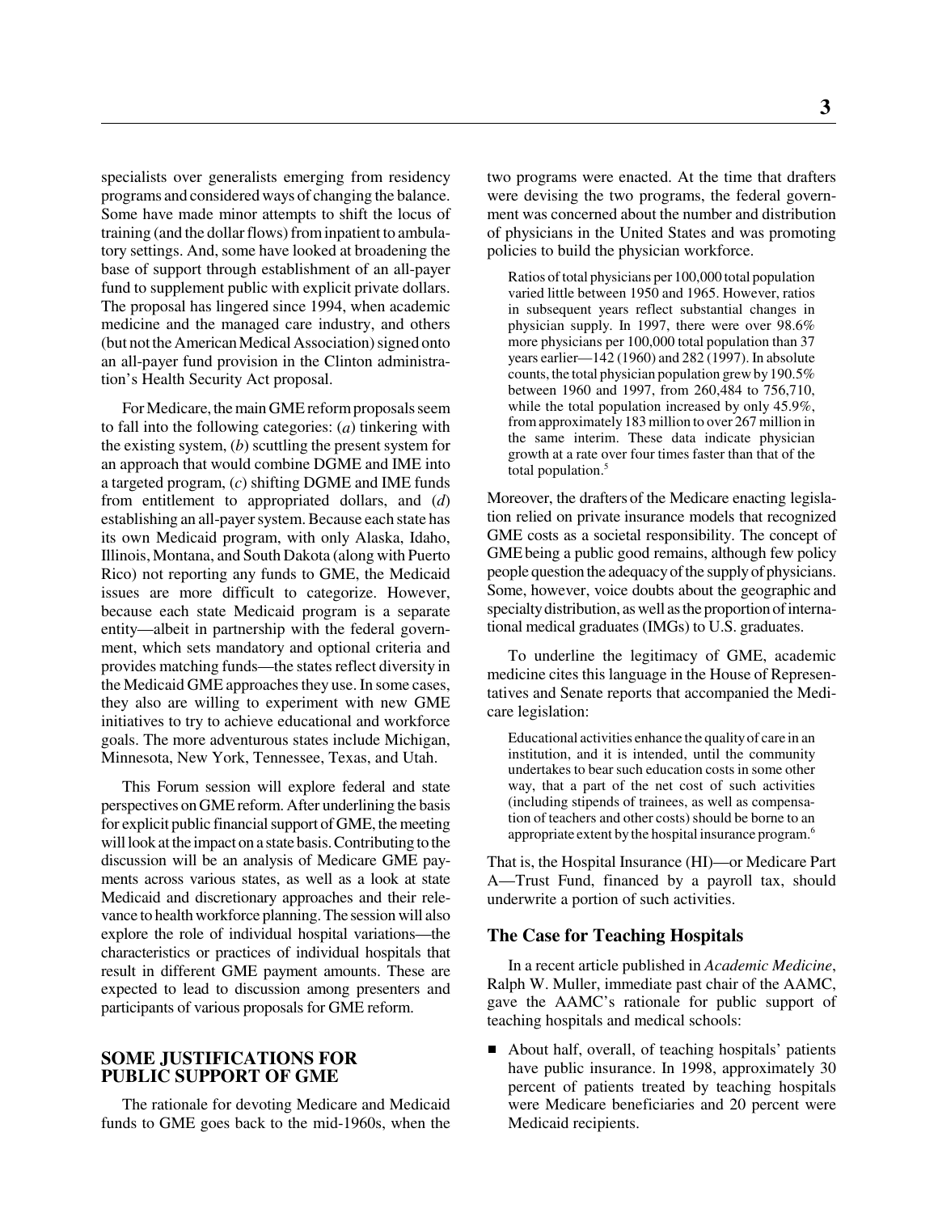specialists over generalists emerging from residency programs and considered ways of changing the balance. Some have made minor attempts to shift the locus of training (and the dollar flows) from inpatient to ambulatory settings. And, some have looked at broadening the base of support through establishment of an all-payer fund to supplement public with explicit private dollars. The proposal has lingered since 1994, when academic medicine and the managed care industry, and others (but not the American Medical Association) signed onto an all-payer fund provision in the Clinton administration's Health Security Act proposal.

For Medicare, the main GME reform proposals seem to fall into the following categories: (*a*) tinkering with the existing system, (*b*) scuttling the present system for an approach that would combine DGME and IME into a targeted program, (*c*) shifting DGME and IME funds from entitlement to appropriated dollars, and (*d*) establishing an all-payer system. Because each state has its own Medicaid program, with only Alaska, Idaho, Illinois, Montana, and South Dakota (along with Puerto Rico) not reporting any funds to GME, the Medicaid issues are more difficult to categorize. However, because each state Medicaid program is a separate entity—albeit in partnership with the federal government, which sets mandatory and optional criteria and provides matching funds—the states reflect diversity in the Medicaid GME approaches they use. In some cases, they also are willing to experiment with new GME initiatives to try to achieve educational and workforce goals. The more adventurous states include Michigan, Minnesota, New York, Tennessee, Texas, and Utah.

This Forum session will explore federal and state perspectives on GME reform. After underlining the basis for explicit public financial support of GME, the meeting will look at the impact on a state basis. Contributing to the discussion will be an analysis of Medicare GME payments across various states, as well as a look at state Medicaid and discretionary approaches and their relevance to health workforce planning. The session will also explore the role of individual hospital variations—the characteristics or practices of individual hospitals that result in different GME payment amounts. These are expected to lead to discussion among presenters and participants of various proposals for GME reform.

## SOME JUSTIFICATIONS FOR PUBLIC SUPPORT OF GME

The rationale for devoting Medicare and Medicaid funds to GME goes back to the mid-1960s, when the two programs were enacted. At the time that drafters were devising the two programs, the federal government was concerned about the number and distribution of physicians in the United States and was promoting policies to build the physician workforce.

> Ratios of total physicians per 100,000 total population varied little between 1950 and 1965. However, ratios in subsequent years reflect substantial changes in physician supply. In 1997, there were over 98.6% more physicians per 100,000 total population than 37 years earlier—142 (1960) and 282 (1997). In absolute counts, the total physician population grew by 190.5% between 1960 and 1997, from 260,484 to 756,710, while the total population increased by only 45.9%, from approximately 183 million to over 267 million in the same interim. These data indicate physician growth at a rate over four times faster than that of the total population.[5]

Moreover, the drafters of the Medicare enacting legislation relied on private insurance models that recognized GME costs as a societal responsibility. The concept of GME being a public good remains, although few policy people question the adequacy of the supply of physicians. Some, however, voice doubts about the geographic and specialty distribution, as well as the proportion of international medical graduates (IMGs) to U.S. graduates.

To underline the legitimacy of GME, academic medicine cites this language in the House of Representatives and Senate reports that accompanied the Medicare legislation:

> Educational activities enhance the quality of care in an institution, and it is intended, until the community undertakes to bear such education costs in some other way, that a part of the net cost of such activities (including stipends of trainees, as well as compensation of teachers and other costs) should be borne to an appropriate extent by the hospital insurance program.[6]

That is, the Hospital Insurance (HI)—or Medicare Part A—Trust Fund, financed by a payroll tax, should underwrite a portion of such activities.

### The Case for Teaching Hospitals

In a recent article published in *Academic Medicine*, Ralph W. Muller, immediate past chair of the AAMC, gave the AAMC's rationale for public support of teaching hospitals and medical schools:

- About half, overall, of teaching hospitals' patients have public insurance. In 1998, approximately 30 percent of patients treated by teaching hospitals were Medicare beneficiaries and 20 percent were Medicaid recipients.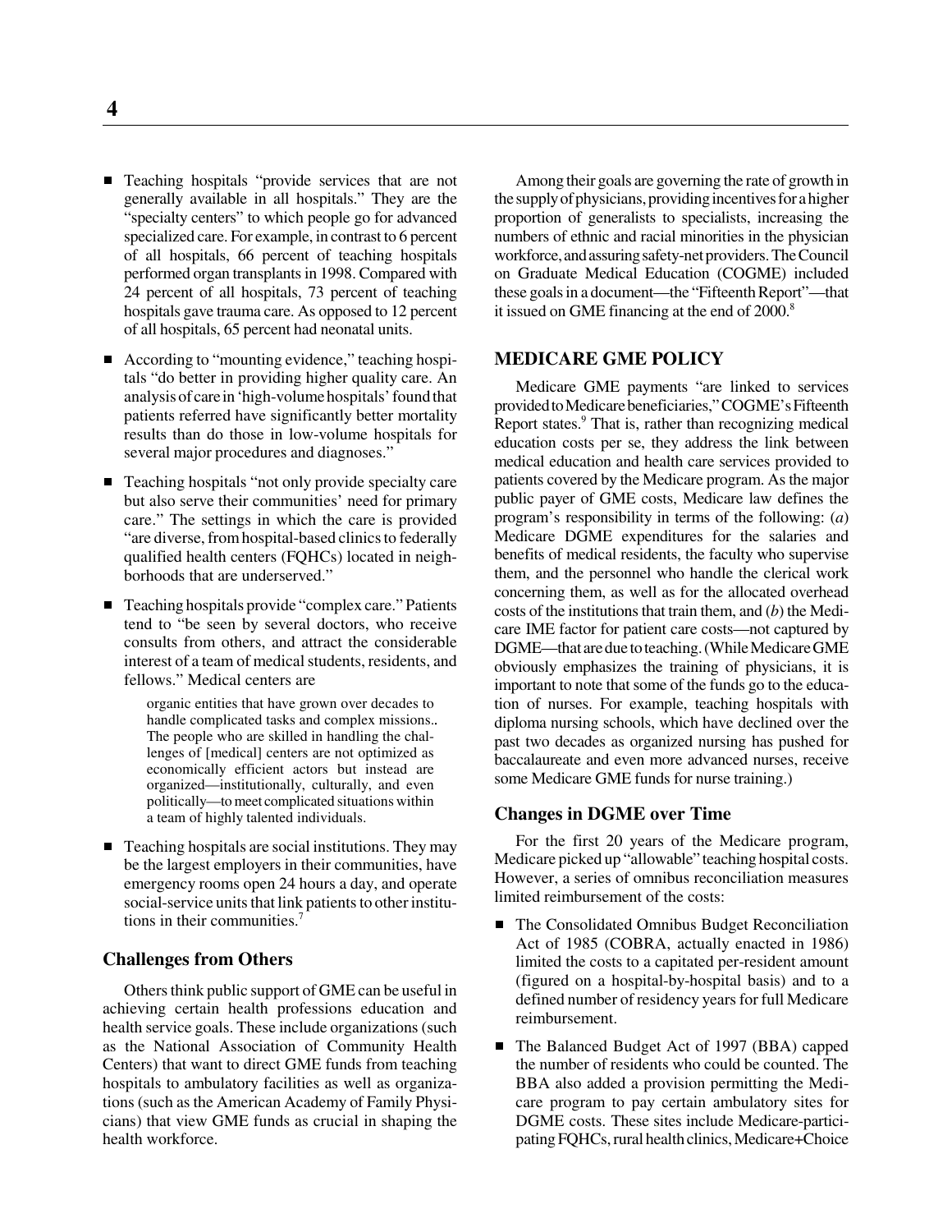- Teaching hospitals "provide services that are not generally available in all hospitals." They are the "specialty centers" to which people go for advanced specialized care. For example, in contrast to 6 percent of all hospitals, 66 percent of teaching hospitals performed organ transplants in 1998. Compared with 24 percent of all hospitals, 73 percent of teaching hospitals gave trauma care. As opposed to 12 percent of all hospitals, 65 percent had neonatal units.
- According to "mounting evidence," teaching hospitals "do better in providing higher quality care. An analysis of care in 'high-volume hospitals' found that patients referred have significantly better mortality results than do those in low-volume hospitals for several major procedures and diagnoses."
- Teaching hospitals "not only provide specialty care but also serve their communities' need for primary care." The settings in which the care is provided "are diverse, from hospital-based clinics to federally qualified health centers (FQHCs) located in neighborhoods that are underserved."
- Teaching hospitals provide "complex care." Patients tend to "be seen by several doctors, who receive consults from others, and attract the considerable interest of a team of medical students, residents, and fellows." Medical centers are

  > organic entities that have grown over decades to handle complicated tasks and complex missions.. The people who are skilled in handling the challenges of [medical] centers are not optimized as economically efficient actors but instead are organized—institutionally, culturally, and even politically—to meet complicated situations within a team of highly talented individuals.

- Teaching hospitals are social institutions. They may be the largest employers in their communities, have emergency rooms open 24 hours a day, and operate social-service units that link patients to other institutions in their communities.[7]

### Challenges from Others

Others think public support of GME can be useful in achieving certain health professions education and health service goals. These include organizations (such as the National Association of Community Health Centers) that want to direct GME funds from teaching hospitals to ambulatory facilities as well as organizations (such as the American Academy of Family Physicians) that view GME funds as crucial in shaping the health workforce.

Among their goals are governing the rate of growth in the supply of physicians, providing incentives for a higher proportion of generalists to specialists, increasing the numbers of ethnic and racial minorities in the physician workforce, and assuring safety-net providers. The Council on Graduate Medical Education (COGME) included these goals in a document—the "Fifteenth Report"—that it issued on GME financing at the end of 2000.[8]

## MEDICARE GME POLICY

Medicare GME payments "are linked to services provided to Medicare beneficiaries," COGME's Fifteenth Report states.[9] That is, rather than recognizing medical education costs per se, they address the link between medical education and health care services provided to patients covered by the Medicare program. As the major public payer of GME costs, Medicare law defines the program's responsibility in terms of the following: (*a*) Medicare DGME expenditures for the salaries and benefits of medical residents, the faculty who supervise them, and the personnel who handle the clerical work concerning them, as well as for the allocated overhead costs of the institutions that train them, and (*b*) the Medicare IME factor for patient care costs—not captured by DGME—that are due to teaching. (While Medicare GME obviously emphasizes the training of physicians, it is important to note that some of the funds go to the education of nurses. For example, teaching hospitals with diploma nursing schools, which have declined over the past two decades as organized nursing has pushed for baccalaureate and even more advanced nurses, receive some Medicare GME funds for nurse training.)

### Changes in DGME over Time

For the first 20 years of the Medicare program, Medicare picked up "allowable" teaching hospital costs. However, a series of omnibus reconciliation measures limited reimbursement of the costs:

- The Consolidated Omnibus Budget Reconciliation Act of 1985 (COBRA, actually enacted in 1986) limited the costs to a capitated per-resident amount (figured on a hospital-by-hospital basis) and to a defined number of residency years for full Medicare reimbursement.
- The Balanced Budget Act of 1997 (BBA) capped the number of residents who could be counted. The BBA also added a provision permitting the Medicare program to pay certain ambulatory sites for DGME costs. These sites include Medicare-participating FQHCs, rural health clinics, Medicare+Choice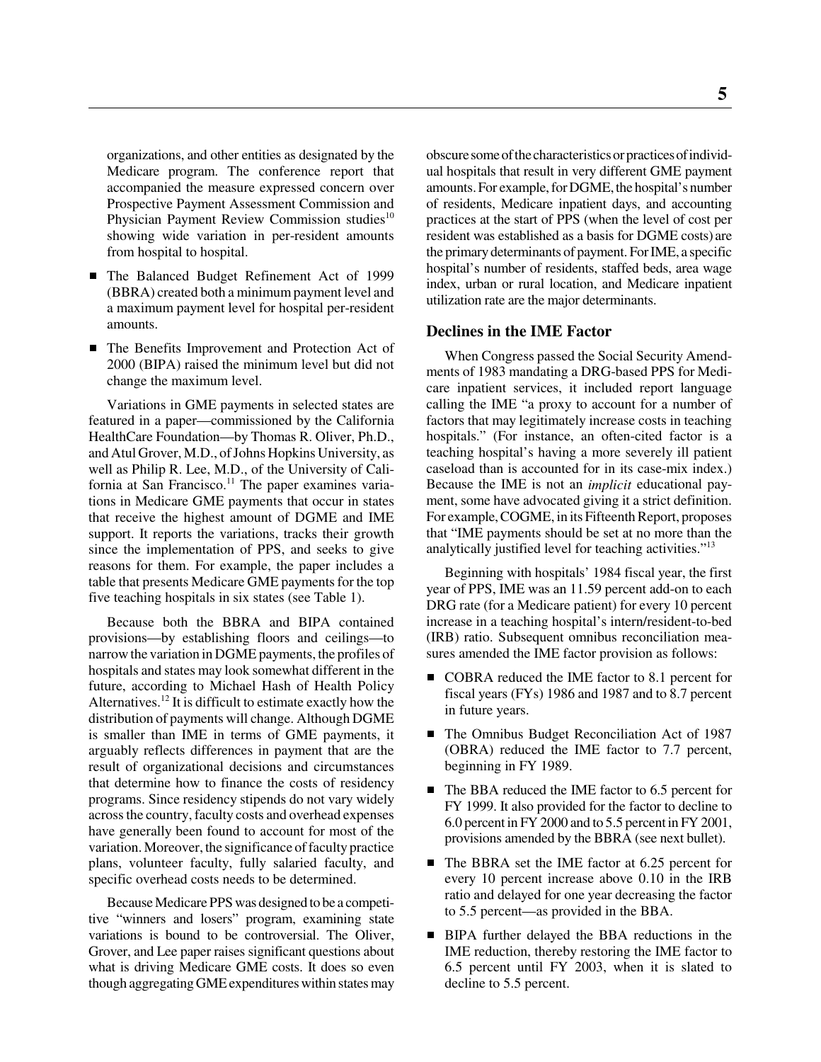organizations, and other entities as designated by the Medicare program. The conference report that accompanied the measure expressed concern over Prospective Payment Assessment Commission and Physician Payment Review Commission studies[10] showing wide variation in per-resident amounts from hospital to hospital.

- The Balanced Budget Refinement Act of 1999 (BBRA) created both a minimum payment level and a maximum payment level for hospital per-resident amounts.
- The Benefits Improvement and Protection Act of 2000 (BIPA) raised the minimum level but did not change the maximum level.

Variations in GME payments in selected states are featured in a paper—commissioned by the California HealthCare Foundation—by Thomas R. Oliver, Ph.D., and Atul Grover, M.D., of Johns Hopkins University, as well as Philip R. Lee, M.D., of the University of California at San Francisco.[11] The paper examines variations in Medicare GME payments that occur in states that receive the highest amount of DGME and IME support. It reports the variations, tracks their growth since the implementation of PPS, and seeks to give reasons for them. For example, the paper includes a table that presents Medicare GME payments for the top five teaching hospitals in six states (see Table 1).

Because both the BBRA and BIPA contained provisions—by establishing floors and ceilings—to narrow the variation in DGME payments, the profiles of hospitals and states may look somewhat different in the future, according to Michael Hash of Health Policy Alternatives.[12] It is difficult to estimate exactly how the distribution of payments will change. Although DGME is smaller than IME in terms of GME payments, it arguably reflects differences in payment that are the result of organizational decisions and circumstances that determine how to finance the costs of residency programs. Since residency stipends do not vary widely across the country, faculty costs and overhead expenses have generally been found to account for most of the variation. Moreover, the significance of faculty practice plans, volunteer faculty, fully salaried faculty, and specific overhead costs needs to be determined.

Because Medicare PPS was designed to be a competitive "winners and losers" program, examining state variations is bound to be controversial. The Oliver, Grover, and Lee paper raises significant questions about what is driving Medicare GME costs. It does so even though aggregating GME expenditures within states may obscure some of the characteristics or practices of individual hospitals that result in very different GME payment amounts. For example, for DGME, the hospital's number of residents, Medicare inpatient days, and accounting practices at the start of PPS (when the level of cost per resident was established as a basis for DGME costs) are the primary determinants of payment. For IME, a specific hospital's number of residents, staffed beds, area wage index, urban or rural location, and Medicare inpatient utilization rate are the major determinants.

### Declines in the IME Factor

When Congress passed the Social Security Amendments of 1983 mandating a DRG-based PPS for Medicare inpatient services, it included report language calling the IME "a proxy to account for a number of factors that may legitimately increase costs in teaching hospitals." (For instance, an often-cited factor is a teaching hospital's having a more severely ill patient caseload than is accounted for in its case-mix index.) Because the IME is not an *implicit* educational payment, some have advocated giving it a strict definition. For example, COGME, in its Fifteenth Report, proposes that "IME payments should be set at no more than the analytically justified level for teaching activities."[13]

Beginning with hospitals' 1984 fiscal year, the first year of PPS, IME was an 11.59 percent add-on to each DRG rate (for a Medicare patient) for every 10 percent increase in a teaching hospital's intern/resident-to-bed (IRB) ratio. Subsequent omnibus reconciliation measures amended the IME factor provision as follows:

- COBRA reduced the IME factor to 8.1 percent for fiscal years (FYs) 1986 and 1987 and to 8.7 percent in future years.
- The Omnibus Budget Reconciliation Act of 1987 (OBRA) reduced the IME factor to 7.7 percent, beginning in FY 1989.
- The BBA reduced the IME factor to 6.5 percent for FY 1999. It also provided for the factor to decline to 6.0 percent in FY 2000 and to 5.5 percent in FY 2001, provisions amended by the BBRA (see next bullet).
- The BBRA set the IME factor at 6.25 percent for every 10 percent increase above 0.10 in the IRB ratio and delayed for one year decreasing the factor to 5.5 percent—as provided in the BBA.
- BIPA further delayed the BBA reductions in the IME reduction, thereby restoring the IME factor to 6.5 percent until FY 2003, when it is slated to decline to 5.5 percent.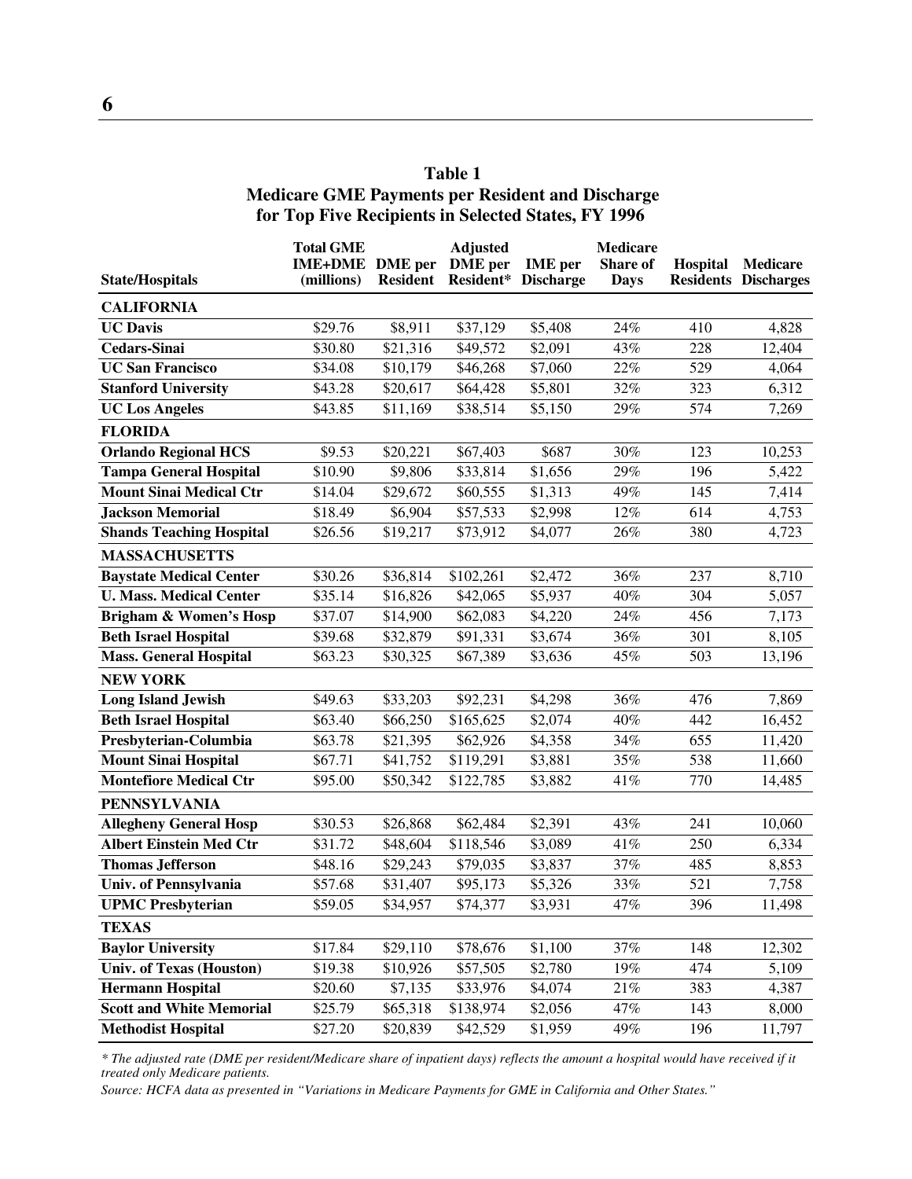## Table 1
## Medicare GME Payments per Resident and Discharge for Top Five Recipients in Selected States, FY 1996

| State/Hospitals | Total GME IME+DME (millions) | DME per Resident | Adjusted DME per Resident* | IME per Discharge | Medicare Share of Days | Hospital Residents | Medicare Discharges |
|---|---|---|---|---|---|---|---|
| **CALIFORNIA** | | | | | | | |
| **UC Davis** | $29.76 | $8,911 | $37,129 | $5,408 | 24% | 410 | 4,828 |
| **Cedars-Sinai** | $30.80 | $21,316 | $49,572 | $2,091 | 43% | 228 | 12,404 |
| **UC San Francisco** | $34.08 | $10,179 | $46,268 | $7,060 | 22% | 529 | 4,064 |
| **Stanford University** | $43.28 | $20,617 | $64,428 | $5,801 | 32% | 323 | 6,312 |
| **UC Los Angeles** | $43.85 | $11,169 | $38,514 | $5,150 | 29% | 574 | 7,269 |
| **FLORIDA** | | | | | | | |
| **Orlando Regional HCS** | $9.53 | $20,221 | $67,403 | $687 | 30% | 123 | 10,253 |
| **Tampa General Hospital** | $10.90 | $9,806 | $33,814 | $1,656 | 29% | 196 | 5,422 |
| **Mount Sinai Medical Ctr** | $14.04 | $29,672 | $60,555 | $1,313 | 49% | 145 | 7,414 |
| **Jackson Memorial** | $18.49 | $6,904 | $57,533 | $2,998 | 12% | 614 | 4,753 |
| **Shands Teaching Hospital** | $26.56 | $19,217 | $73,912 | $4,077 | 26% | 380 | 4,723 |
| **MASSACHUSETTS** | | | | | | | |
| **Baystate Medical Center** | $30.26 | $36,814 | $102,261 | $2,472 | 36% | 237 | 8,710 |
| **U. Mass. Medical Center** | $35.14 | $16,826 | $42,065 | $5,937 | 40% | 304 | 5,057 |
| **Brigham & Women's Hosp** | $37.07 | $14,900 | $62,083 | $4,220 | 24% | 456 | 7,173 |
| **Beth Israel Hospital** | $39.68 | $32,879 | $91,331 | $3,674 | 36% | 301 | 8,105 |
| **Mass. General Hospital** | $63.23 | $30,325 | $67,389 | $3,636 | 45% | 503 | 13,196 |
| **NEW YORK** | | | | | | | |
| **Long Island Jewish** | $49.63 | $33,203 | $92,231 | $4,298 | 36% | 476 | 7,869 |
| **Beth Israel Hospital** | $63.40 | $66,250 | $165,625 | $2,074 | 40% | 442 | 16,452 |
| **Presbyterian-Columbia** | $63.78 | $21,395 | $62,926 | $4,358 | 34% | 655 | 11,420 |
| **Mount Sinai Hospital** | $67.71 | $41,752 | $119,291 | $3,881 | 35% | 538 | 11,660 |
| **Montefiore Medical Ctr** | $95.00 | $50,342 | $122,785 | $3,882 | 41% | 770 | 14,485 |
| **PENNSYLVANIA** | | | | | | | |
| **Allegheny General Hosp** | $30.53 | $26,868 | $62,484 | $2,391 | 43% | 241 | 10,060 |
| **Albert Einstein Med Ctr** | $31.72 | $48,604 | $118,546 | $3,089 | 41% | 250 | 6,334 |
| **Thomas Jefferson** | $48.16 | $29,243 | $79,035 | $3,837 | 37% | 485 | 8,853 |
| **Univ. of Pennsylvania** | $57.68 | $31,407 | $95,173 | $5,326 | 33% | 521 | 7,758 |
| **UPMC Presbyterian** | $59.05 | $34,957 | $74,377 | $3,931 | 47% | 396 | 11,498 |
| **TEXAS** | | | | | | | |
| **Baylor University** | $17.84 | $29,110 | $78,676 | $1,100 | 37% | 148 | 12,302 |
| **Univ. of Texas (Houston)** | $19.38 | $10,926 | $57,505 | $2,780 | 19% | 474 | 5,109 |
| **Hermann Hospital** | $20.60 | $7,135 | $33,976 | $4,074 | 21% | 383 | 4,387 |
| **Scott and White Memorial** | $25.79 | $65,318 | $138,974 | $2,056 | 47% | 143 | 8,000 |
| **Methodist Hospital** | $27.20 | $20,839 | $42,529 | $1,959 | 49% | 196 | 11,797 |

*\* The adjusted rate (DME per resident/Medicare share of inpatient days) reflects the amount a hospital would have received if it treated only Medicare patients.*

*Source: HCFA data as presented in "Variations in Medicare Payments for GME in California and Other States."*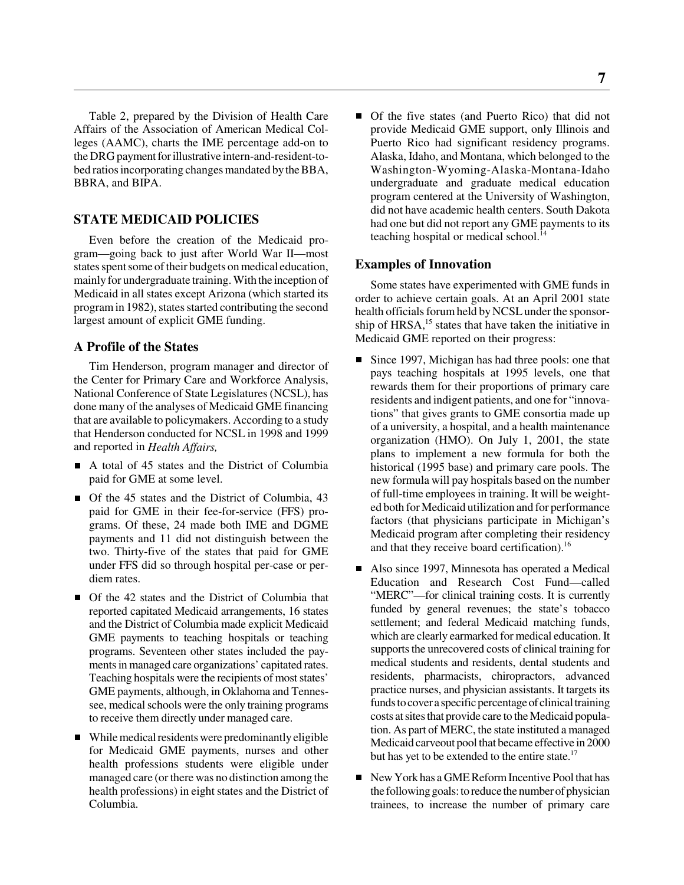Table 2, prepared by the Division of Health Care Affairs of the Association of American Medical Colleges (AAMC), charts the IME percentage add-on to the DRG payment for illustrative intern-and-resident-to-bed ratios incorporating changes mandated by the BBA, BBRA, and BIPA.

## STATE MEDICAID POLICIES

Even before the creation of the Medicaid program—going back to just after World War II—most states spent some of their budgets on medical education, mainly for undergraduate training. With the inception of Medicaid in all states except Arizona (which started its program in 1982), states started contributing the second largest amount of explicit GME funding.

### A Profile of the States

Tim Henderson, program manager and director of the Center for Primary Care and Workforce Analysis, National Conference of State Legislatures (NCSL), has done many of the analyses of Medicaid GME financing that are available to policymakers. According to a study that Henderson conducted for NCSL in 1998 and 1999 and reported in *Health Affairs,*

- A total of 45 states and the District of Columbia paid for GME at some level.
- Of the 45 states and the District of Columbia, 43 paid for GME in their fee-for-service (FFS) programs. Of these, 24 made both IME and DGME payments and 11 did not distinguish between the two. Thirty-five of the states that paid for GME under FFS did so through hospital per-case or per-diem rates.
- Of the 42 states and the District of Columbia that reported capitated Medicaid arrangements, 16 states and the District of Columbia made explicit Medicaid GME payments to teaching hospitals or teaching programs. Seventeen other states included the payments in managed care organizations' capitated rates. Teaching hospitals were the recipients of most states' GME payments, although, in Oklahoma and Tennessee, medical schools were the only training programs to receive them directly under managed care.
- While medical residents were predominantly eligible for Medicaid GME payments, nurses and other health professions students were eligible under managed care (or there was no distinction among the health professions) in eight states and the District of Columbia.
- Of the five states (and Puerto Rico) that did not provide Medicaid GME support, only Illinois and Puerto Rico had significant residency programs. Alaska, Idaho, and Montana, which belonged to the Washington-Wyoming-Alaska-Montana-Idaho undergraduate and graduate medical education program centered at the University of Washington, did not have academic health centers. South Dakota had one but did not report any GME payments to its teaching hospital or medical school.[14]

### Examples of Innovation

Some states have experimented with GME funds in order to achieve certain goals. At an April 2001 state health officials forum held by NCSL under the sponsorship of HRSA,[15] states that have taken the initiative in Medicaid GME reported on their progress:

- Since 1997, Michigan has had three pools: one that pays teaching hospitals at 1995 levels, one that rewards them for their proportions of primary care residents and indigent patients, and one for "innovations" that gives grants to GME consortia made up of a university, a hospital, and a health maintenance organization (HMO). On July 1, 2001, the state plans to implement a new formula for both the historical (1995 base) and primary care pools. The new formula will pay hospitals based on the number of full-time employees in training. It will be weighted both for Medicaid utilization and for performance factors (that physicians participate in Michigan's Medicaid program after completing their residency and that they receive board certification).[16]
- Also since 1997, Minnesota has operated a Medical Education and Research Cost Fund—called "MERC"—for clinical training costs. It is currently funded by general revenues; the state's tobacco settlement; and federal Medicaid matching funds, which are clearly earmarked for medical education. It supports the unrecovered costs of clinical training for medical students and residents, dental students and residents, pharmacists, chiropractors, advanced practice nurses, and physician assistants. It targets its funds to cover a specific percentage of clinical training costs at sites that provide care to the Medicaid population. As part of MERC, the state instituted a managed Medicaid carveout pool that became effective in 2000 but has yet to be extended to the entire state.[17]
- New York has a GME Reform Incentive Pool that has the following goals: to reduce the number of physician trainees, to increase the number of primary care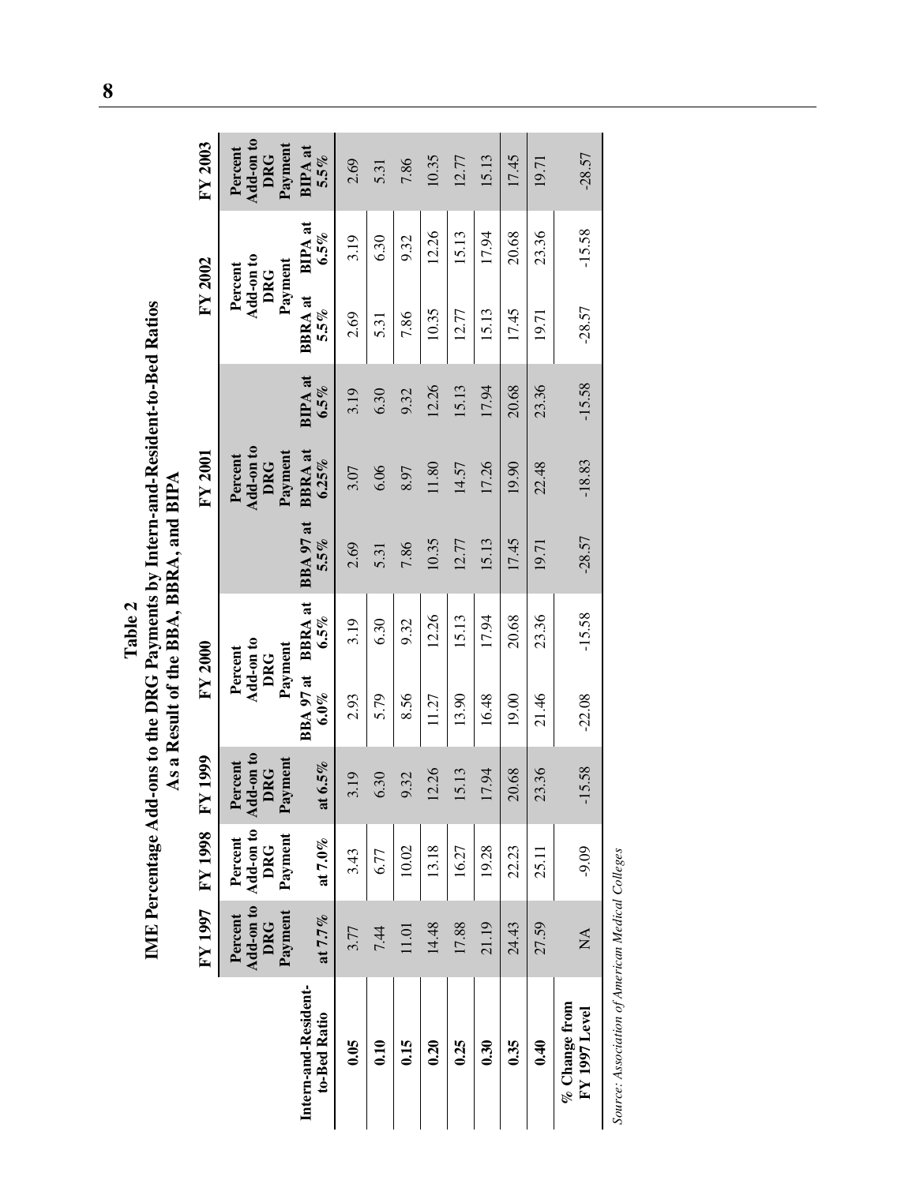**Table 2**
**IME Percentage Add-ons to the DRG Payments by Intern-and-Resident-to-Bed Ratios As a Result of the BBA, BBRA, and BIPA**

| Intern-and-Resident-to-Bed Ratio | FY 1997 Percent Add-on to DRG Payment at 7.7% | FY 1998 Percent Add-on to DRG Payment at 7.0% | FY 1999 Percent Add-on to DRG Payment at 6.5% | FY 2000 Percent Add-on to DRG Payment BBA 97 at 6.0% | FY 2000 Percent Add-on to DRG Payment BBRA at 6.5% | FY 2001 BBA 97 at 5.5% | FY 2001 Percent Add-on to DRG Payment BBRA at 6.25% | FY 2001 BIPA at 6.5% | FY 2002 Percent Add-on to DRG Payment BBRA at 5.5% | FY 2002 Percent Add-on to DRG Payment BIPA at 6.5% | FY 2003 Percent Add-on to DRG Payment BIPA at 5.5% |
|---|---|---|---|---|---|---|---|---|---|---|---|
| **0.05** | 3.77 | 3.43 | 3.19 | 2.93 | 3.19 | 2.69 | 3.07 | 3.19 | 2.69 | 3.19 | 2.69 |
| **0.10** | 7.44 | 6.77 | 6.30 | 5.79 | 6.30 | 5.31 | 6.06 | 6.30 | 5.31 | 6.30 | 5.31 |
| **0.15** | 11.01 | 10.02 | 9.32 | 8.56 | 9.32 | 7.86 | 8.97 | 9.32 | 7.86 | 9.32 | 7.86 |
| **0.20** | 14.48 | 13.18 | 12.26 | 11.27 | 12.26 | 10.35 | 11.80 | 12.26 | 10.35 | 12.26 | 10.35 |
| **0.25** | 17.88 | 16.27 | 15.13 | 13.90 | 15.13 | 12.77 | 14.57 | 15.13 | 12.77 | 15.13 | 12.77 |
| **0.30** | 21.19 | 19.28 | 17.94 | 16.48 | 17.94 | 15.13 | 17.26 | 17.94 | 15.13 | 17.94 | 15.13 |
| **0.35** | 24.43 | 22.23 | 20.68 | 19.00 | 20.68 | 17.45 | 19.90 | 20.68 | 17.45 | 20.68 | 17.45 |
| **0.40** | 27.59 | 25.11 | 23.36 | 21.46 | 23.36 | 19.71 | 22.48 | 23.36 | 19.71 | 23.36 | 19.71 |
| **% Change from FY 1997 Level** | NA | -9.09 | -15.58 | -22.08 | -15.58 | -28.57 | -18.83 | -15.58 | -28.57 | -15.58 | -28.57 |

*Source: Association of American Medical Colleges*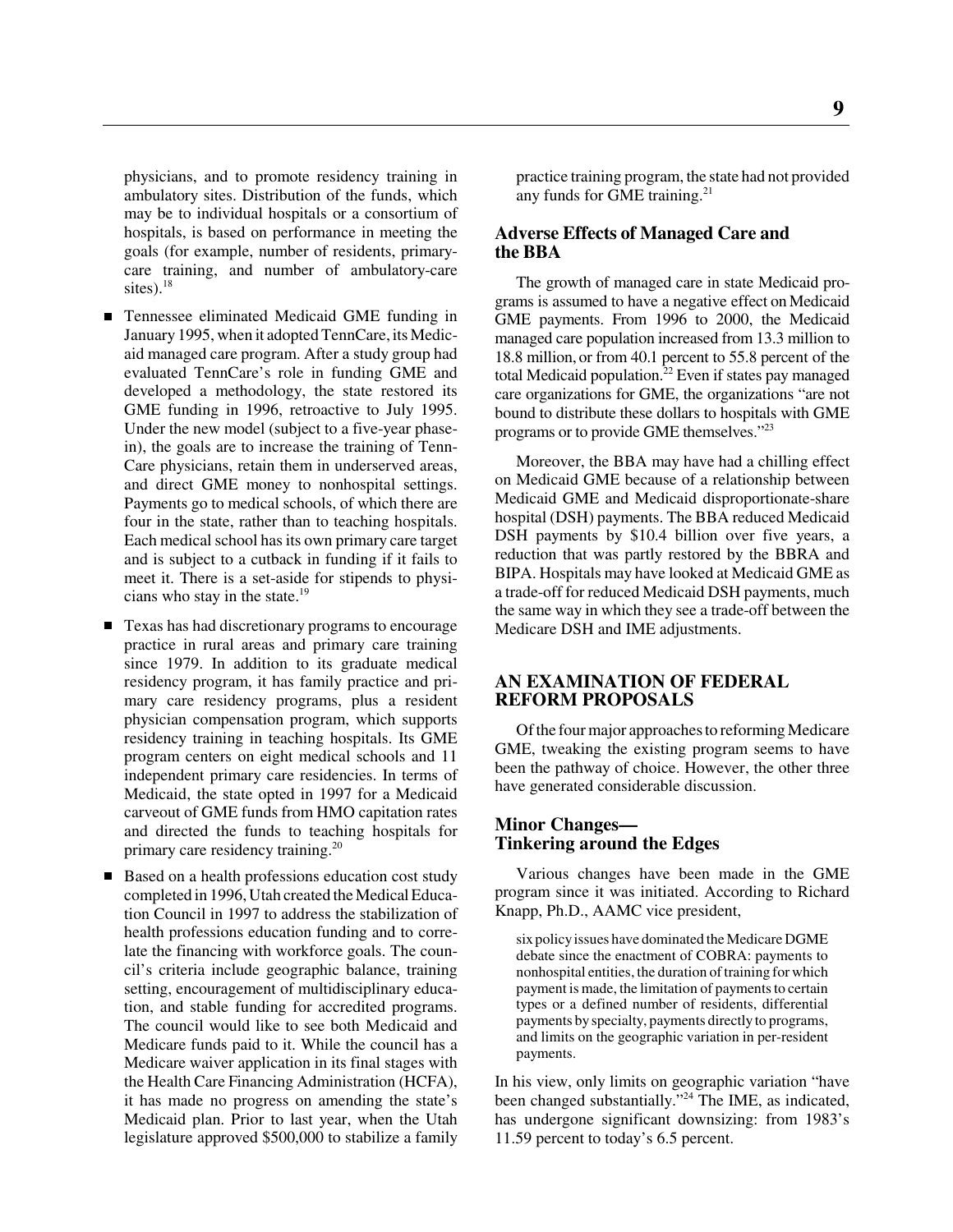physicians, and to promote residency training in ambulatory sites. Distribution of the funds, which may be to individual hospitals or a consortium of hospitals, is based on performance in meeting the goals (for example, number of residents, primary-care training, and number of ambulatory-care sites).[18]

- Tennessee eliminated Medicaid GME funding in January 1995, when it adopted TennCare, its Medicaid managed care program. After a study group had evaluated TennCare's role in funding GME and developed a methodology, the state restored its GME funding in 1996, retroactive to July 1995. Under the new model (subject to a five-year phase-in), the goals are to increase the training of TennCare physicians, retain them in underserved areas, and direct GME money to nonhospital settings. Payments go to medical schools, of which there are four in the state, rather than to teaching hospitals. Each medical school has its own primary care target and is subject to a cutback in funding if it fails to meet it. There is a set-aside for stipends to physicians who stay in the state.[19]
- Texas has had discretionary programs to encourage practice in rural areas and primary care training since 1979. In addition to its graduate medical residency program, it has family practice and primary care residency programs, plus a resident physician compensation program, which supports residency training in teaching hospitals. Its GME program centers on eight medical schools and 11 independent primary care residencies. In terms of Medicaid, the state opted in 1997 for a Medicaid carveout of GME funds from HMO capitation rates and directed the funds to teaching hospitals for primary care residency training.[20]
- Based on a health professions education cost study completed in 1996, Utah created the Medical Education Council in 1997 to address the stabilization of health professions education funding and to correlate the financing with workforce goals. The council's criteria include geographic balance, training setting, encouragement of multidisciplinary education, and stable funding for accredited programs. The council would like to see both Medicaid and Medicare funds paid to it. While the council has a Medicare waiver application in its final stages with the Health Care Financing Administration (HCFA), it has made no progress on amending the state's Medicaid plan. Prior to last year, when the Utah legislature approved $500,000 to stabilize a family practice training program, the state had not provided any funds for GME training.[21]

### Adverse Effects of Managed Care and the BBA

The growth of managed care in state Medicaid programs is assumed to have a negative effect on Medicaid GME payments. From 1996 to 2000, the Medicaid managed care population increased from 13.3 million to 18.8 million, or from 40.1 percent to 55.8 percent of the total Medicaid population.[22] Even if states pay managed care organizations for GME, the organizations "are not bound to distribute these dollars to hospitals with GME programs or to provide GME themselves."[23]

Moreover, the BBA may have had a chilling effect on Medicaid GME because of a relationship between Medicaid GME and Medicaid disproportionate-share hospital (DSH) payments. The BBA reduced Medicaid DSH payments by $10.4 billion over five years, a reduction that was partly restored by the BBRA and BIPA. Hospitals may have looked at Medicaid GME as a trade-off for reduced Medicaid DSH payments, much the same way in which they see a trade-off between the Medicare DSH and IME adjustments.

## AN EXAMINATION OF FEDERAL REFORM PROPOSALS

Of the four major approaches to reforming Medicare GME, tweaking the existing program seems to have been the pathway of choice. However, the other three have generated considerable discussion.

### Minor Changes— Tinkering around the Edges

Various changes have been made in the GME program since it was initiated. According to Richard Knapp, Ph.D., AAMC vice president,

> six policy issues have dominated the Medicare DGME debate since the enactment of COBRA: payments to nonhospital entities, the duration of training for which payment is made, the limitation of payments to certain types or a defined number of residents, differential payments by specialty, payments directly to programs, and limits on the geographic variation in per-resident payments.

In his view, only limits on geographic variation "have been changed substantially."[24] The IME, as indicated, has undergone significant downsizing: from 1983's 11.59 percent to today's 6.5 percent.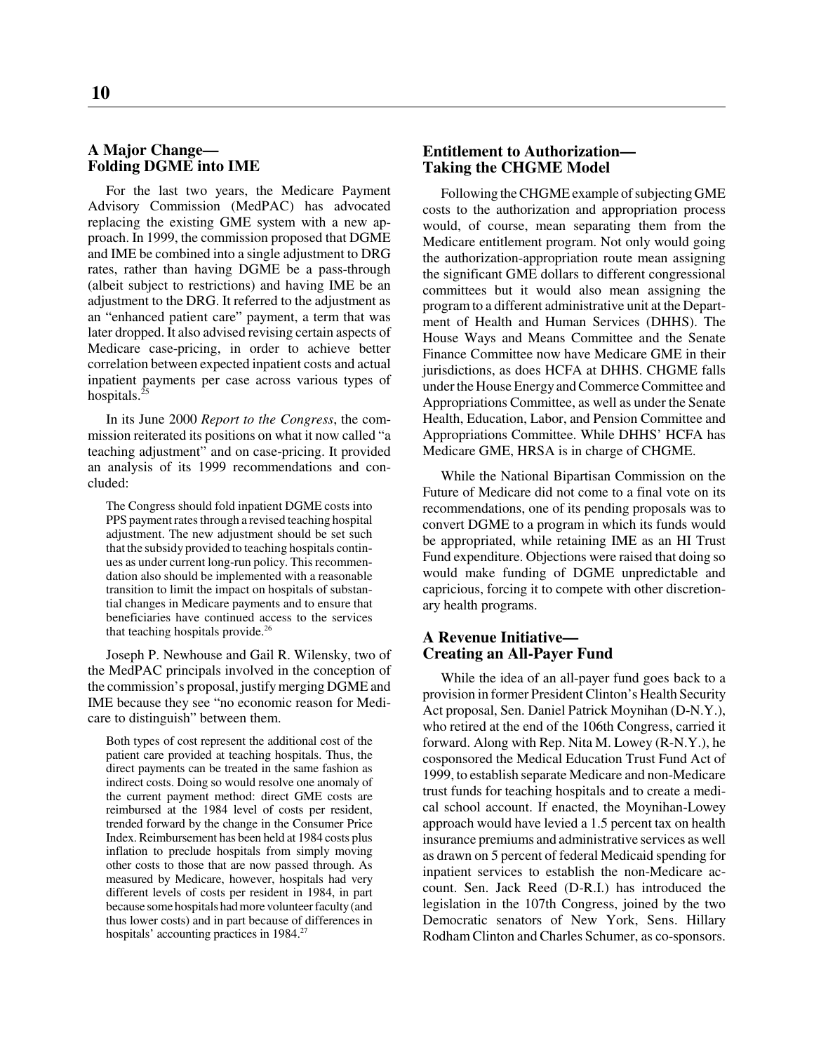### A Major Change—Folding DGME into IME

For the last two years, the Medicare Payment Advisory Commission (MedPAC) has advocated replacing the existing GME system with a new approach. In 1999, the commission proposed that DGME and IME be combined into a single adjustment to DRG rates, rather than having DGME be a pass-through (albeit subject to restrictions) and having IME be an adjustment to the DRG. It referred to the adjustment as an "enhanced patient care" payment, a term that was later dropped. It also advised revising certain aspects of Medicare case-pricing, in order to achieve better correlation between expected inpatient costs and actual inpatient payments per case across various types of hospitals.[25]

In its June 2000 *Report to the Congress*, the commission reiterated its positions on what it now called "a teaching adjustment" and on case-pricing. It provided an analysis of its 1999 recommendations and concluded:

> The Congress should fold inpatient DGME costs into PPS payment rates through a revised teaching hospital adjustment. The new adjustment should be set such that the subsidy provided to teaching hospitals continues as under current long-run policy. This recommendation also should be implemented with a reasonable transition to limit the impact on hospitals of substantial changes in Medicare payments and to ensure that beneficiaries have continued access to the services that teaching hospitals provide.[26]

Joseph P. Newhouse and Gail R. Wilensky, two of the MedPAC principals involved in the conception of the commission's proposal, justify merging DGME and IME because they see "no economic reason for Medicare to distinguish" between them.

> Both types of cost represent the additional cost of the patient care provided at teaching hospitals. Thus, the direct payments can be treated in the same fashion as indirect costs. Doing so would resolve one anomaly of the current payment method: direct GME costs are reimbursed at the 1984 level of costs per resident, trended forward by the change in the Consumer Price Index. Reimbursement has been held at 1984 costs plus inflation to preclude hospitals from simply moving other costs to those that are now passed through. As measured by Medicare, however, hospitals had very different levels of costs per resident in 1984, in part because some hospitals had more volunteer faculty (and thus lower costs) and in part because of differences in hospitals' accounting practices in 1984.[27]

### Entitlement to Authorization—Taking the CHGME Model

Following the CHGME example of subjecting GME costs to the authorization and appropriation process would, of course, mean separating them from the Medicare entitlement program. Not only would going the authorization-appropriation route mean assigning the significant GME dollars to different congressional committees but it would also mean assigning the program to a different administrative unit at the Department of Health and Human Services (DHHS). The House Ways and Means Committee and the Senate Finance Committee now have Medicare GME in their jurisdictions, as does HCFA at DHHS. CHGME falls under the House Energy and Commerce Committee and Appropriations Committee, as well as under the Senate Health, Education, Labor, and Pension Committee and Appropriations Committee. While DHHS' HCFA has Medicare GME, HRSA is in charge of CHGME.

While the National Bipartisan Commission on the Future of Medicare did not come to a final vote on its recommendations, one of its pending proposals was to convert DGME to a program in which its funds would be appropriated, while retaining IME as an HI Trust Fund expenditure. Objections were raised that doing so would make funding of DGME unpredictable and capricious, forcing it to compete with other discretionary health programs.

### A Revenue Initiative—Creating an All-Payer Fund

While the idea of an all-payer fund goes back to a provision in former President Clinton's Health Security Act proposal, Sen. Daniel Patrick Moynihan (D-N.Y.), who retired at the end of the 106th Congress, carried it forward. Along with Rep. Nita M. Lowey (R-N.Y.), he cosponsored the Medical Education Trust Fund Act of 1999, to establish separate Medicare and non-Medicare trust funds for teaching hospitals and to create a medical school account. If enacted, the Moynihan-Lowey approach would have levied a 1.5 percent tax on health insurance premiums and administrative services as well as drawn on 5 percent of federal Medicaid spending for inpatient services to establish the non-Medicare account. Sen. Jack Reed (D-R.I.) has introduced the legislation in the 107th Congress, joined by the two Democratic senators of New York, Sens. Hillary Rodham Clinton and Charles Schumer, as co-sponsors.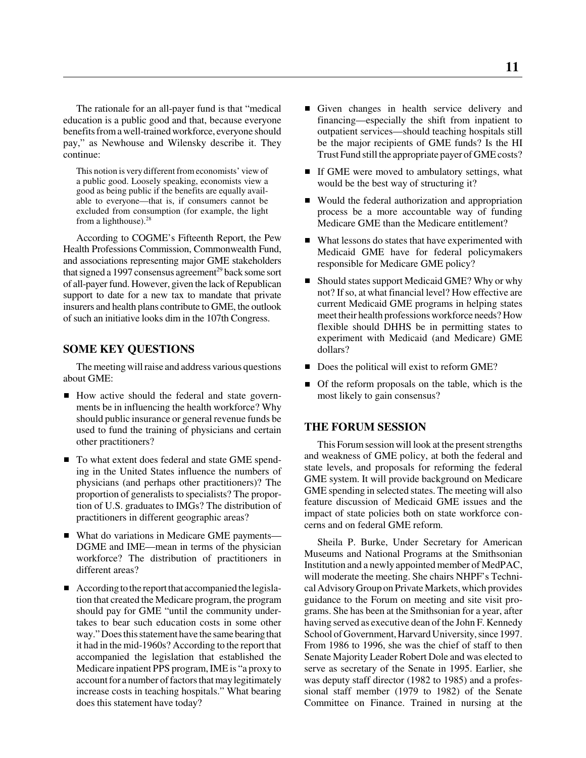The rationale for an all-payer fund is that "medical education is a public good and that, because everyone benefits from a well-trained workforce, everyone should pay," as Newhouse and Wilensky describe it. They continue:

> This notion is very different from economists' view of a public good. Loosely speaking, economists view a good as being public if the benefits are equally available to everyone—that is, if consumers cannot be excluded from consumption (for example, the light from a lighthouse).[28]

According to COGME's Fifteenth Report, the Pew Health Professions Commission, Commonwealth Fund, and associations representing major GME stakeholders that signed a 1997 consensus agreement[29] back some sort of all-payer fund. However, given the lack of Republican support to date for a new tax to mandate that private insurers and health plans contribute to GME, the outlook of such an initiative looks dim in the 107th Congress.

## SOME KEY QUESTIONS

The meeting will raise and address various questions about GME:

- How active should the federal and state governments be in influencing the health workforce? Why should public insurance or general revenue funds be used to fund the training of physicians and certain other practitioners?
- To what extent does federal and state GME spending in the United States influence the numbers of physicians (and perhaps other practitioners)? The proportion of generalists to specialists? The proportion of U.S. graduates to IMGs? The distribution of practitioners in different geographic areas?
- What do variations in Medicare GME payments—DGME and IME—mean in terms of the physician workforce? The distribution of practitioners in different areas?
- According to the report that accompanied the legislation that created the Medicare program, the program should pay for GME "until the community undertakes to bear such education costs in some other way." Does this statement have the same bearing that it had in the mid-1960s? According to the report that accompanied the legislation that established the Medicare inpatient PPS program, IME is "a proxy to account for a number of factors that may legitimately increase costs in teaching hospitals." What bearing does this statement have today?
- Given changes in health service delivery and financing—especially the shift from inpatient to outpatient services—should teaching hospitals still be the major recipients of GME funds? Is the HI Trust Fund still the appropriate payer of GME costs?
- If GME were moved to ambulatory settings, what would be the best way of structuring it?
- Would the federal authorization and appropriation process be a more accountable way of funding Medicare GME than the Medicare entitlement?
- What lessons do states that have experimented with Medicaid GME have for federal policymakers responsible for Medicare GME policy?
- Should states support Medicaid GME? Why or why not? If so, at what financial level? How effective are current Medicaid GME programs in helping states meet their health professions workforce needs? How flexible should DHHS be in permitting states to experiment with Medicaid (and Medicare) GME dollars?
- Does the political will exist to reform GME?
- Of the reform proposals on the table, which is the most likely to gain consensus?

## THE FORUM SESSION

This Forum session will look at the present strengths and weakness of GME policy, at both the federal and state levels, and proposals for reforming the federal GME system. It will provide background on Medicare GME spending in selected states. The meeting will also feature discussion of Medicaid GME issues and the impact of state policies both on state workforce concerns and on federal GME reform.

Sheila P. Burke, Under Secretary for American Museums and National Programs at the Smithsonian Institution and a newly appointed member of MedPAC, will moderate the meeting. She chairs NHPF's Technical Advisory Group on Private Markets, which provides guidance to the Forum on meeting and site visit programs. She has been at the Smithsonian for a year, after having served as executive dean of the John F. Kennedy School of Government, Harvard University, since 1997. From 1986 to 1996, she was the chief of staff to then Senate Majority Leader Robert Dole and was elected to serve as secretary of the Senate in 1995. Earlier, she was deputy staff director (1982 to 1985) and a professional staff member (1979 to 1982) of the Senate Committee on Finance. Trained in nursing at the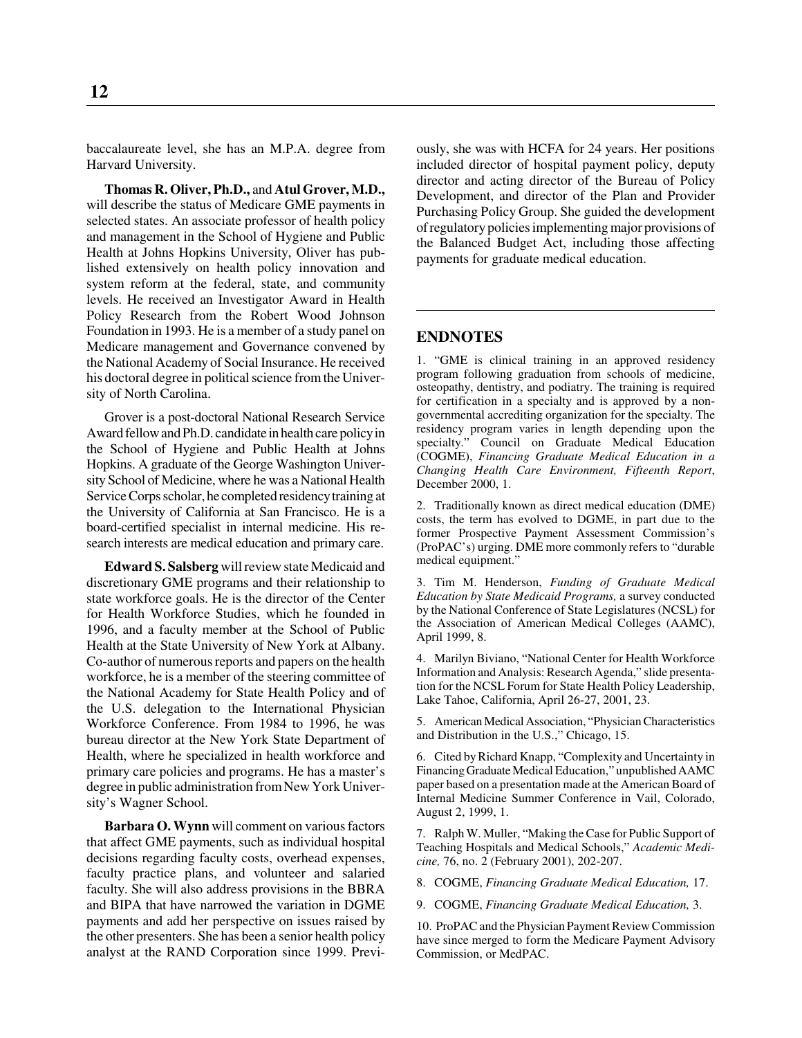baccalaureate level, she has an M.P.A. degree from Harvard University.

**Thomas R. Oliver, Ph.D.,** and **Atul Grover, M.D.,** will describe the status of Medicare GME payments in selected states. An associate professor of health policy and management in the School of Hygiene and Public Health at Johns Hopkins University, Oliver has published extensively on health policy innovation and system reform at the federal, state, and community levels. He received an Investigator Award in Health Policy Research from the Robert Wood Johnson Foundation in 1993. He is a member of a study panel on Medicare management and Governance convened by the National Academy of Social Insurance. He received his doctoral degree in political science from the University of North Carolina.

Grover is a post-doctoral National Research Service Award fellow and Ph.D. candidate in health care policy in the School of Hygiene and Public Health at Johns Hopkins. A graduate of the George Washington University School of Medicine, where he was a National Health Service Corps scholar, he completed residency training at the University of California at San Francisco. He is a board-certified specialist in internal medicine. His research interests are medical education and primary care.

**Edward S. Salsberg** will review state Medicaid and discretionary GME programs and their relationship to state workforce goals. He is the director of the Center for Health Workforce Studies, which he founded in 1996, and a faculty member at the School of Public Health at the State University of New York at Albany. Co-author of numerous reports and papers on the health workforce, he is a member of the steering committee of the National Academy for State Health Policy and of the U.S. delegation to the International Physician Workforce Conference. From 1984 to 1996, he was bureau director at the New York State Department of Health, where he specialized in health workforce and primary care policies and programs. He has a master's degree in public administration from New York University's Wagner School.

**Barbara O. Wynn** will comment on various factors that affect GME payments, such as individual hospital decisions regarding faculty costs, overhead expenses, faculty practice plans, and volunteer and salaried faculty. She will also address provisions in the BBRA and BIPA that have narrowed the variation in DGME payments and add her perspective on issues raised by the other presenters. She has been a senior health policy analyst at the RAND Corporation since 1999. Previously, she was with HCFA for 24 years. Her positions included director of hospital payment policy, deputy director and acting director of the Bureau of Policy Development, and director of the Plan and Provider Purchasing Policy Group. She guided the development of regulatory policies implementing major provisions of the Balanced Budget Act, including those affecting payments for graduate medical education.

## ENDNOTES

1. "GME is clinical training in an approved residency program following graduation from schools of medicine, osteopathy, dentistry, and podiatry. The training is required for certification in a specialty and is approved by a non-governmental accrediting organization for the specialty. The residency program varies in length depending upon the specialty." Council on Graduate Medical Education (COGME), *Financing Graduate Medical Education in a Changing Health Care Environment, Fifteenth Report*, December 2000, 1.

2. Traditionally known as direct medical education (DME) costs, the term has evolved to DGME, in part due to the former Prospective Payment Assessment Commission's (ProPAC's) urging. DME more commonly refers to "durable medical equipment."

3. Tim M. Henderson, *Funding of Graduate Medical Education by State Medicaid Programs,* a survey conducted by the National Conference of State Legislatures (NCSL) for the Association of American Medical Colleges (AAMC), April 1999, 8.

4. Marilyn Biviano, "National Center for Health Workforce Information and Analysis: Research Agenda," slide presentation for the NCSL Forum for State Health Policy Leadership, Lake Tahoe, California, April 26-27, 2001, 23.

5. American Medical Association, "Physician Characteristics and Distribution in the U.S.," Chicago, 15.

6. Cited by Richard Knapp, "Complexity and Uncertainty in Financing Graduate Medical Education," unpublished AAMC paper based on a presentation made at the American Board of Internal Medicine Summer Conference in Vail, Colorado, August 2, 1999, 1.

7. Ralph W. Muller, "Making the Case for Public Support of Teaching Hospitals and Medical Schools," *Academic Medicine,* 76, no. 2 (February 2001), 202-207.

8. COGME, *Financing Graduate Medical Education,* 17.

9. COGME, *Financing Graduate Medical Education,* 3.

10. ProPAC and the Physician Payment Review Commission have since merged to form the Medicare Payment Advisory Commission, or MedPAC.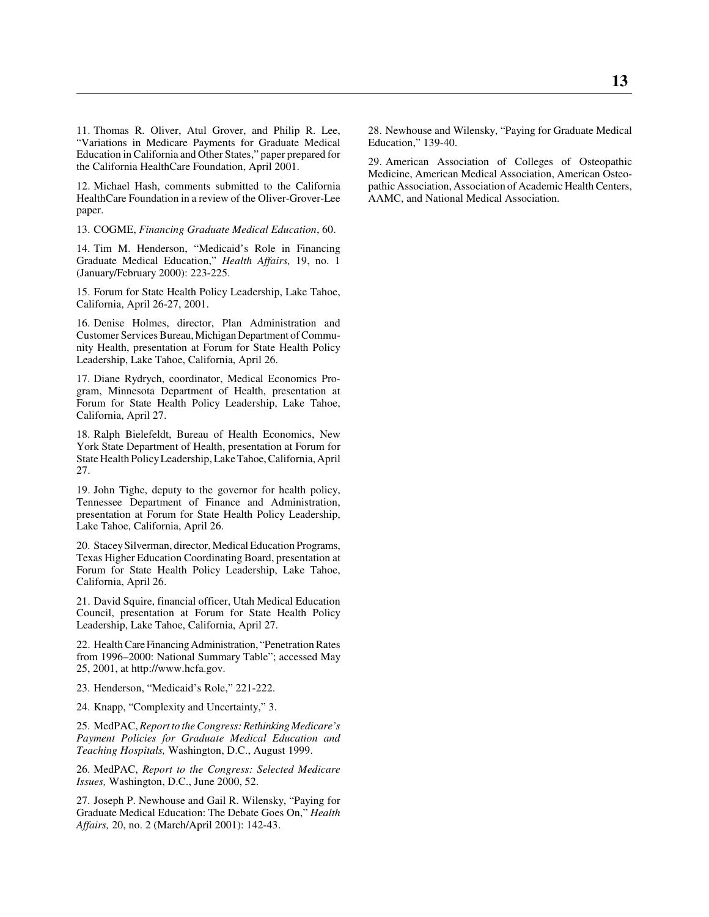11. Thomas R. Oliver, Atul Grover, and Philip R. Lee, "Variations in Medicare Payments for Graduate Medical Education in California and Other States," paper prepared for the California HealthCare Foundation, April 2001.

12. Michael Hash, comments submitted to the California HealthCare Foundation in a review of the Oliver-Grover-Lee paper.

13. COGME, *Financing Graduate Medical Education*, 60.

14. Tim M. Henderson, "Medicaid's Role in Financing Graduate Medical Education," *Health Affairs,* 19, no. 1 (January/February 2000): 223-225.

15. Forum for State Health Policy Leadership, Lake Tahoe, California, April 26-27, 2001.

16. Denise Holmes, director, Plan Administration and Customer Services Bureau, Michigan Department of Community Health, presentation at Forum for State Health Policy Leadership, Lake Tahoe, California, April 26.

17. Diane Rydrych, coordinator, Medical Economics Program, Minnesota Department of Health, presentation at Forum for State Health Policy Leadership, Lake Tahoe, California, April 27.

18. Ralph Bielefeldt, Bureau of Health Economics, New York State Department of Health, presentation at Forum for State Health Policy Leadership, Lake Tahoe, California, April 27.

19. John Tighe, deputy to the governor for health policy, Tennessee Department of Finance and Administration, presentation at Forum for State Health Policy Leadership, Lake Tahoe, California, April 26.

20. Stacey Silverman, director, Medical Education Programs, Texas Higher Education Coordinating Board, presentation at Forum for State Health Policy Leadership, Lake Tahoe, California, April 26.

21. David Squire, financial officer, Utah Medical Education Council, presentation at Forum for State Health Policy Leadership, Lake Tahoe, California, April 27.

22. Health Care Financing Administration, "Penetration Rates from 1996–2000: National Summary Table"; accessed May 25, 2001, at http://www.hcfa.gov.

23. Henderson, "Medicaid's Role," 221-222.

24. Knapp, "Complexity and Uncertainty," 3.

25. MedPAC, *Report to the Congress: Rethinking Medicare's Payment Policies for Graduate Medical Education and Teaching Hospitals,* Washington, D.C., August 1999.

26. MedPAC, *Report to the Congress: Selected Medicare Issues,* Washington, D.C., June 2000, 52.

27. Joseph P. Newhouse and Gail R. Wilensky, "Paying for Graduate Medical Education: The Debate Goes On," *Health Affairs,* 20, no. 2 (March/April 2001): 142-43.

28. Newhouse and Wilensky, "Paying for Graduate Medical Education," 139-40.

29. American Association of Colleges of Osteopathic Medicine, American Medical Association, American Osteopathic Association, Association of Academic Health Centers, AAMC, and National Medical Association.